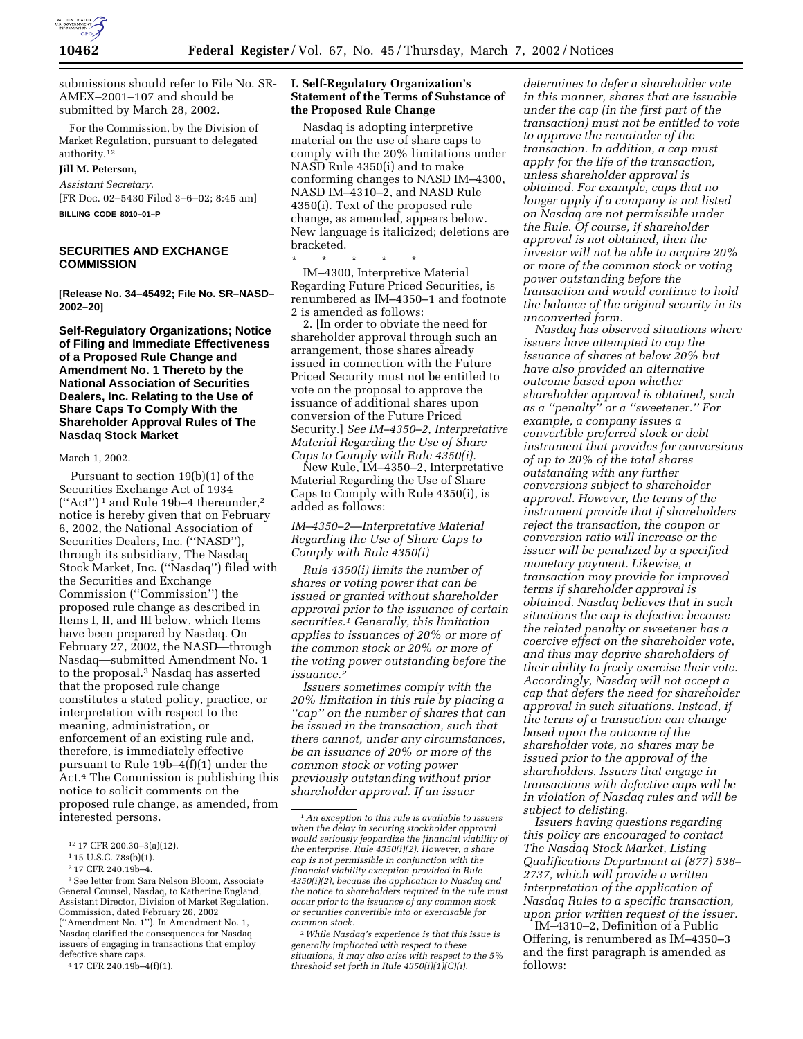submissions should refer to File No. SR-AMEX–2001–107 and should be submitted by March 28, 2002.

For the Commission, by the Division of Market Regulation, pursuant to delegated authority.[12]

**Jill M. Peterson,**

*Assistant Secretary.*

[FR Doc. 02–5430 Filed 3–6–02; 8:45 am]

**BILLING CODE 8010–01–P**

## SECURITIES AND EXCHANGE COMMISSION

**[Release No. 34–45492; File No. SR–NASD–2002–20]**

### Self-Regulatory Organizations; Notice of Filing and Immediate Effectiveness of a Proposed Rule Change and Amendment No. 1 Thereto by the National Association of Securities Dealers, Inc. Relating to the Use of Share Caps To Comply With the Shareholder Approval Rules of The Nasdaq Stock Market

March 1, 2002.

Pursuant to section 19(b)(1) of the Securities Exchange Act of 1934 (''Act'')[1] and Rule 19b–4 thereunder,[2] notice is hereby given that on February 6, 2002, the National Association of Securities Dealers, Inc. (''NASD''), through its subsidiary, The Nasdaq Stock Market, Inc. (''Nasdaq'') filed with the Securities and Exchange Commission (''Commission'') the proposed rule change as described in Items I, II, and III below, which Items have been prepared by Nasdaq. On February 27, 2002, the NASD—through Nasdaq—submitted Amendment No. 1 to the proposal.[3] Nasdaq has asserted that the proposed rule change constitutes a stated policy, practice, or interpretation with respect to the meaning, administration, or enforcement of an existing rule and, therefore, is immediately effective pursuant to Rule 19b–4(f)(1) under the Act.[4] The Commission is publishing this notice to solicit comments on the proposed rule change, as amended, from interested persons.

[12] 17 CFR 200.30–3(a)(12).

[1] 15 U.S.C. 78s(b)(1).

[2] 17 CFR 240.19b–4.

[3] See letter from Sara Nelson Bloom, Associate General Counsel, Nasdaq, to Katherine England, Assistant Director, Division of Market Regulation, Commission, dated February 26, 2002 (''Amendment No. 1''). In Amendment No. 1, Nasdaq clarified the consequences for Nasdaq issuers of engaging in transactions that employ defective share caps.

[4] 17 CFR 240.19b–4(f)(1).

### I. Self-Regulatory Organization's Statement of the Terms of Substance of the Proposed Rule Change

Nasdaq is adopting interpretive material on the use of share caps to comply with the 20% limitations under NASD Rule 4350(i) and to make conforming changes to NASD IM–4300, NASD IM–4310–2, and NASD Rule 4350(i). Text of the proposed rule change, as amended, appears below. New language is italicized; deletions are bracketed.

\* \* \* \* \*

IM–4300, Interpretive Material Regarding Future Priced Securities, is renumbered as IM–4350–1 and footnote 2 is amended as follows:

2. [In order to obviate the need for shareholder approval through such an arrangement, those shares already issued in connection with the Future Priced Security must not be entitled to vote on the proposal to approve the issuance of additional shares upon conversion of the Future Priced Security.] *See IM–4350–2, Interpretative Material Regarding the Use of Share Caps to Comply with Rule 4350(i).*

New Rule, IM–4350–2, Interpretative Material Regarding the Use of Share Caps to Comply with Rule 4350(i), is added as follows:

*IM–4350–2—Interpretative Material Regarding the Use of Share Caps to Comply with Rule 4350(i)*

*Rule 4350(i) limits the number of shares or voting power that can be issued or granted without shareholder approval prior to the issuance of certain securities.[1] Generally, this limitation applies to issuances of 20% or more of the common stock or 20% or more of the voting power outstanding before the issuance.[2]*

*Issuers sometimes comply with the 20% limitation in this rule by placing a ''cap'' on the number of shares that can be issued in the transaction, such that there cannot, under any circumstances, be an issuance of 20% or more of the common stock or voting power previously outstanding without prior shareholder approval. If an issuer determines to defer a shareholder vote in this manner, shares that are issuable under the cap (in the first part of the transaction) must not be entitled to vote to approve the remainder of the transaction. In addition, a cap must apply for the life of the transaction, unless shareholder approval is obtained. For example, caps that no longer apply if a company is not listed on Nasdaq are not permissible under the Rule. Of course, if shareholder approval is not obtained, then the investor will not be able to acquire 20% or more of the common stock or voting power outstanding before the transaction and would continue to hold the balance of the original security in its unconverted form.*

*Nasdaq has observed situations where issuers have attempted to cap the issuance of shares at below 20% but have also provided an alternative outcome based upon whether shareholder approval is obtained, such as a ''penalty'' or a ''sweetener.'' For example, a company issues a convertible preferred stock or debt instrument that provides for conversions of up to 20% of the total shares outstanding with any further conversions subject to shareholder approval. However, the terms of the instrument provide that if shareholders reject the transaction, the coupon or conversion ratio will increase or the issuer will be penalized by a specified monetary payment. Likewise, a transaction may provide for improved terms if shareholder approval is obtained. Nasdaq believes that in such situations the cap is defective because the related penalty or sweetener has a coercive effect on the shareholder vote, and thus may deprive shareholders of their ability to freely exercise their vote. Accordingly, Nasdaq will not accept a cap that defers the need for shareholder approval in such situations. Instead, if the terms of a transaction can change based upon the outcome of the shareholder vote, no shares may be issued prior to the approval of the shareholders. Issuers that engage in transactions with defective caps will be in violation of Nasdaq rules and will be subject to delisting.*

*Issuers having questions regarding this policy are encouraged to contact The Nasdaq Stock Market, Listing Qualifications Department at (877) 536–2737, which will provide a written interpretation of the application of Nasdaq Rules to a specific transaction, upon prior written request of the issuer.*

IM–4310–2, Definition of a Public Offering, is renumbered as IM–4350–3 and the first paragraph is amended as follows:

*[1] An exception to this rule is available to issuers when the delay in securing stockholder approval would seriously jeopardize the financial viability of the enterprise. Rule 4350(i)(2). However, a share cap is not permissible in conjunction with the financial viability exception provided in Rule 4350(i)(2), because the application to Nasdaq and the notice to shareholders required in the rule must occur prior to the issuance of any common stock or securities convertible into or exercisable for common stock.*

*[2] While Nasdaq's experience is that this issue is generally implicated with respect to these situations, it may also arise with respect to the 5% threshold set forth in Rule 4350(i)(1)(C)(i).*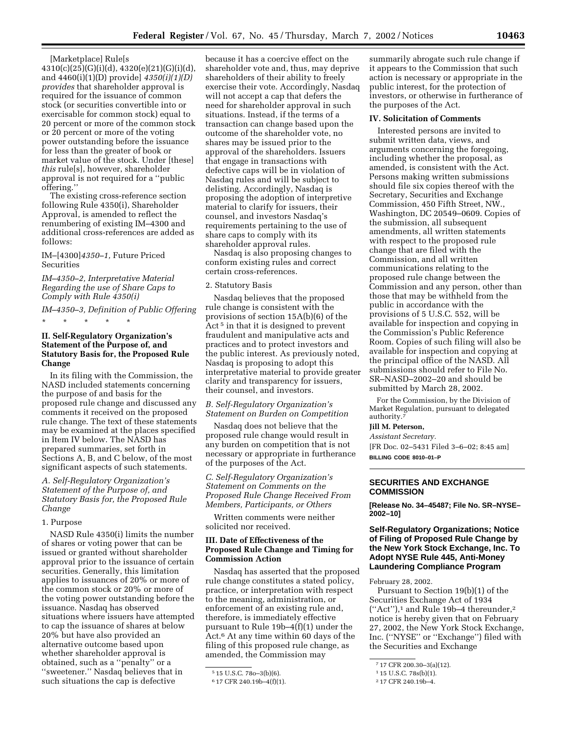[Marketplace] Rule[s 4310(c)(25)(G)(i)(d), 4320(e)(21)(G)(i)(d), and 4460(i)(1)(D) provide] *4350(i)(1)(D) provides* that shareholder approval is required for the issuance of common stock (or securities convertible into or exercisable for common stock) equal to 20 percent or more of the common stock or 20 percent or more of the voting power outstanding before the issuance for less than the greater of book or market value of the stock. Under [these] *this* rule[s], however, shareholder approval is not required for a ''public offering.''

The existing cross-reference section following Rule 4350(i), Shareholder Approval, is amended to reflect the renumbering of existing IM–4300 and additional cross-references are added as follows:

IM–[4300]*4350–1,* Future Priced Securities

*IM–4350–2, Interpretative Material Regarding the use of Share Caps to Comply with Rule 4350(i)*

*IM–4350–3, Definition of Public Offering*

\* \* \* \* \*

## II. Self-Regulatory Organization's Statement of the Purpose of, and Statutory Basis for, the Proposed Rule Change

In its filing with the Commission, the NASD included statements concerning the purpose of and basis for the proposed rule change and discussed any comments it received on the proposed rule change. The text of these statements may be examined at the places specified in Item IV below. The NASD has prepared summaries, set forth in Sections A, B, and C below, of the most significant aspects of such statements.

### *A. Self-Regulatory Organization's Statement of the Purpose of, and Statutory Basis for, the Proposed Rule Change*

1. Purpose

NASD Rule 4350(i) limits the number of shares or voting power that can be issued or granted without shareholder approval prior to the issuance of certain securities. Generally, this limitation applies to issuances of 20% or more of the common stock or 20% or more of the voting power outstanding before the issuance. Nasdaq has observed situations where issuers have attempted to cap the issuance of shares at below 20% but have also provided an alternative outcome based upon whether shareholder approval is obtained, such as a ''penalty'' or a ''sweetener.'' Nasdaq believes that in such situations the cap is defective because it has a coercive effect on the shareholder vote and, thus, may deprive shareholders of their ability to freely exercise their vote. Accordingly, Nasdaq will not accept a cap that defers the need for shareholder approval in such situations. Instead, if the terms of a transaction can change based upon the outcome of the shareholder vote, no shares may be issued prior to the approval of the shareholders. Issuers that engage in transactions with defective caps will be in violation of Nasdaq rules and will be subject to delisting. Accordingly, Nasdaq is proposing the adoption of interpretive material to clarify for issuers, their counsel, and investors Nasdaq's requirements pertaining to the use of share caps to comply with its shareholder approval rules.

Nasdaq is also proposing changes to conform existing rules and correct certain cross-references.

2. Statutory Basis

Nasdaq believes that the proposed rule change is consistent with the provisions of section 15A(b)(6) of the Act[5] in that it is designed to prevent fraudulent and manipulative acts and practices and to protect investors and the public interest. As previously noted, Nasdaq is proposing to adopt this interpretative material to provide greater clarity and transparency for issuers, their counsel, and investors.

### *B. Self-Regulatory Organization's Statement on Burden on Competition*

Nasdaq does not believe that the proposed rule change would result in any burden on competition that is not necessary or appropriate in furtherance of the purposes of the Act.

### *C. Self-Regulatory Organization's Statement on Comments on the Proposed Rule Change Received From Members, Participants, or Others*

Written comments were neither solicited nor received.

## III. Date of Effectiveness of the Proposed Rule Change and Timing for Commission Action

Nasdaq has asserted that the proposed rule change constitutes a stated policy, practice, or interpretation with respect to the meaning, administration, or enforcement of an existing rule and, therefore, is immediately effective pursuant to Rule 19b–4(f)(1) under the Act.[6] At any time within 60 days of the filing of this proposed rule change, as amended, the Commission may summarily abrogate such rule change if it appears to the Commission that such action is necessary or appropriate in the public interest, for the protection of investors, or otherwise in furtherance of the purposes of the Act.

## IV. Solicitation of Comments

Interested persons are invited to submit written data, views, and arguments concerning the foregoing, including whether the proposal, as amended, is consistent with the Act. Persons making written submissions should file six copies thereof with the Secretary, Securities and Exchange Commission, 450 Fifth Street, NW., Washington, DC 20549–0609. Copies of the submission, all subsequent amendments, all written statements with respect to the proposed rule change that are filed with the Commission, and all written communications relating to the proposed rule change between the Commission and any person, other than those that may be withheld from the public in accordance with the provisions of 5 U.S.C. 552, will be available for inspection and copying in the Commission's Public Reference Room. Copies of such filing will also be available for inspection and copying at the principal office of the NASD. All submissions should refer to File No. SR–NASD–2002–20 and should be submitted by March 28, 2002.

For the Commission, by the Division of Market Regulation, pursuant to delegated authority.[7]

**Jill M. Peterson,**

*Assistant Secretary.*

[FR Doc. 02–5431 Filed 3–6–02; 8:45 am]

**BILLING CODE 8010–01–P**

---

# SECURITIES AND EXCHANGE COMMISSION

**[Release No. 34–45487; File No. SR–NYSE–2002–10]**

## Self-Regulatory Organizations; Notice of Filing of Proposed Rule Change by the New York Stock Exchange, Inc. To Adopt NYSE Rule 445, Anti-Money Laundering Compliance Program

February 28, 2002.

Pursuant to Section 19(b)(1) of the Securities Exchange Act of 1934 (''Act''),[1] and Rule 19b–4 thereunder,[2] notice is hereby given that on February 27, 2002, the New York Stock Exchange, Inc. (''NYSE'' or ''Exchange'') filed with the Securities and Exchange

---

[5] 15 U.S.C. 78o–3(b)(6).

[6] 17 CFR 240.19b–4(f)(1).

[7] 17 CFR 200.30–3(a)(12).

[1] 15 U.S.C. 78s(b)(1).

[2] 17 CFR 240.19b–4.